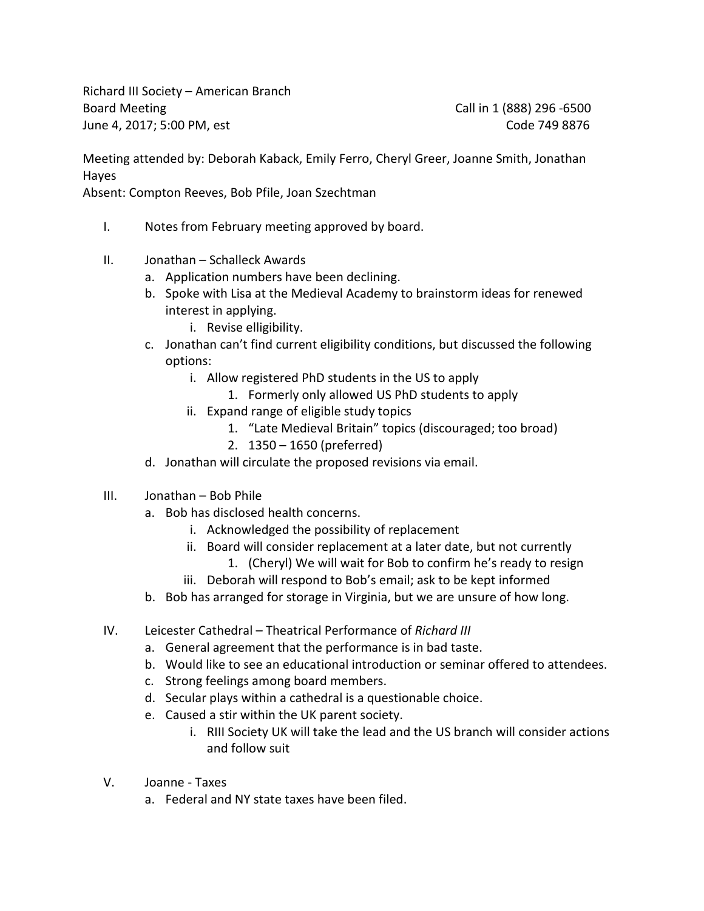Richard III Society – American Branch
Board Meeting
June 4, 2017; 5:00 PM, est

Call in 1 (888) 296 -6500
Code 749 8876

Meeting attended by: Deborah Kaback, Emily Ferro, Cheryl Greer, Joanne Smith, Jonathan Hayes
Absent: Compton Reeves, Bob Pfile, Joan Szechtman

I. Notes from February meeting approved by board.

II. Jonathan – Schalleck Awards
   a. Application numbers have been declining.
   b. Spoke with Lisa at the Medieval Academy to brainstorm ideas for renewed interest in applying.
      i. Revise elligibility.
   c. Jonathan can't find current eligibility conditions, but discussed the following options:
      i. Allow registered PhD students in the US to apply
         1. Formerly only allowed US PhD students to apply
      ii. Expand range of eligible study topics
         1. "Late Medieval Britain" topics (discouraged; too broad)
         2. 1350 – 1650 (preferred)
   d. Jonathan will circulate the proposed revisions via email.

III. Jonathan – Bob Phile
   a. Bob has disclosed health concerns.
      i. Acknowledged the possibility of replacement
      ii. Board will consider replacement at a later date, but not currently
         1. (Cheryl) We will wait for Bob to confirm he's ready to resign
      iii. Deborah will respond to Bob's email; ask to be kept informed
   b. Bob has arranged for storage in Virginia, but we are unsure of how long.

IV. Leicester Cathedral – Theatrical Performance of *Richard III*
   a. General agreement that the performance is in bad taste.
   b. Would like to see an educational introduction or seminar offered to attendees.
   c. Strong feelings among board members.
   d. Secular plays within a cathedral is a questionable choice.
   e. Caused a stir within the UK parent society.
      i. RIII Society UK will take the lead and the US branch will consider actions and follow suit

V. Joanne - Taxes
   a. Federal and NY state taxes have been filed.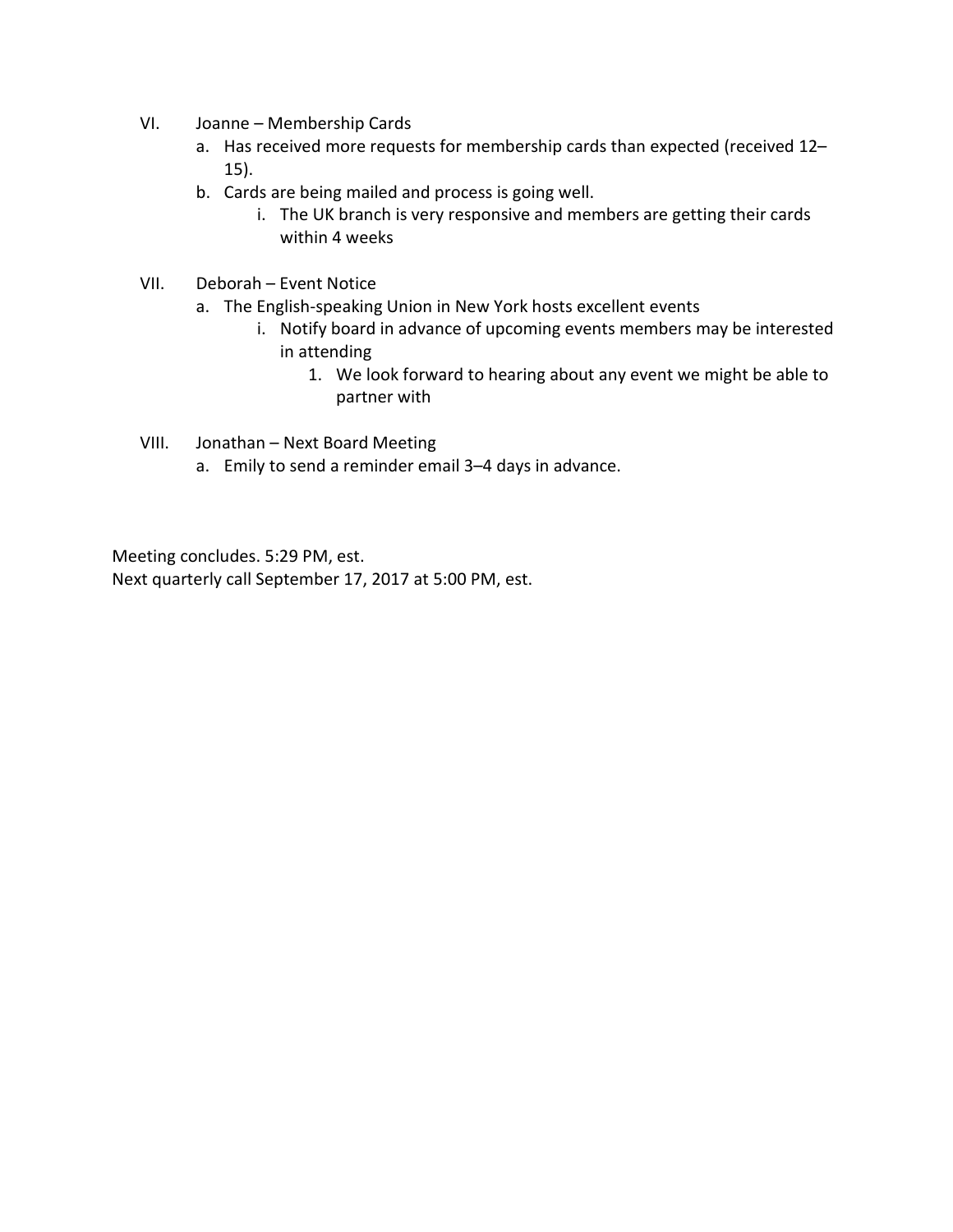VI. Joanne – Membership Cards
   a. Has received more requests for membership cards than expected (received 12–15).
   b. Cards are being mailed and process is going well.
      i. The UK branch is very responsive and members are getting their cards within 4 weeks

VII. Deborah – Event Notice
   a. The English-speaking Union in New York hosts excellent events
      i. Notify board in advance of upcoming events members may be interested in attending
         1. We look forward to hearing about any event we might be able to partner with

VIII. Jonathan – Next Board Meeting
   a. Emily to send a reminder email 3–4 days in advance.

Meeting concludes. 5:29 PM, est.
Next quarterly call September 17, 2017 at 5:00 PM, est.